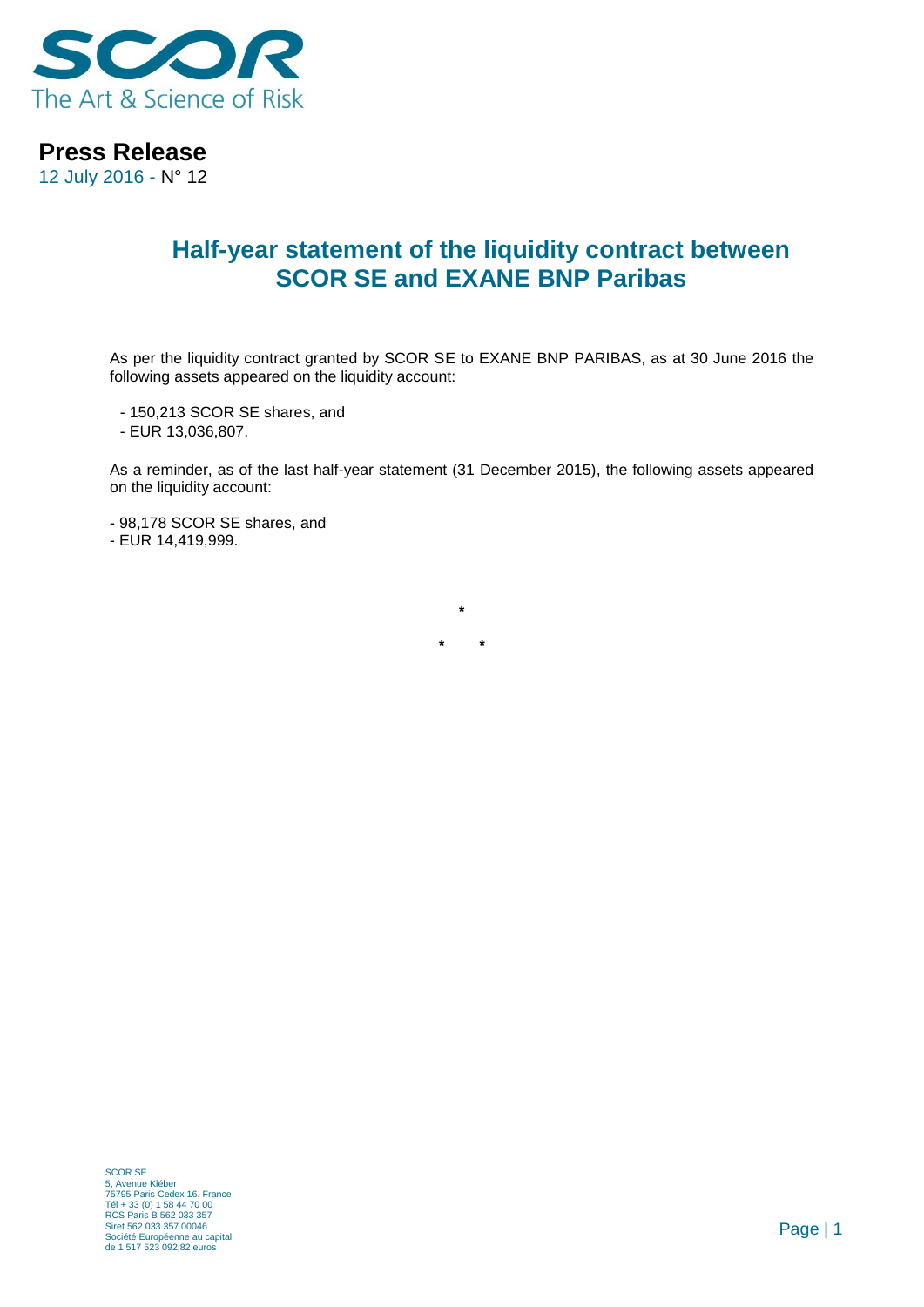**Press Release**
12 July 2016 - N° 12

# Half-year statement of the liquidity contract between SCOR SE and EXANE BNP Paribas

As per the liquidity contract granted by SCOR SE to EXANE BNP PARIBAS, as at 30 June 2016 the following assets appeared on the liquidity account:

- 150,213 SCOR SE shares, and
- EUR 13,036,807.

As a reminder, as of the last half-year statement (31 December 2015), the following assets appeared on the liquidity account:

- 98,178 SCOR SE shares, and
- EUR 14,419,999.

*

\*   *

SCOR SE
5, Avenue Kléber
75795 Paris Cedex 16, France
Tél + 33 (0) 1 58 44 70 00
RCS Paris B 562 033 357
Siret 562 033 357 00046
Société Européenne au capital
de 1 517 523 092,82 euros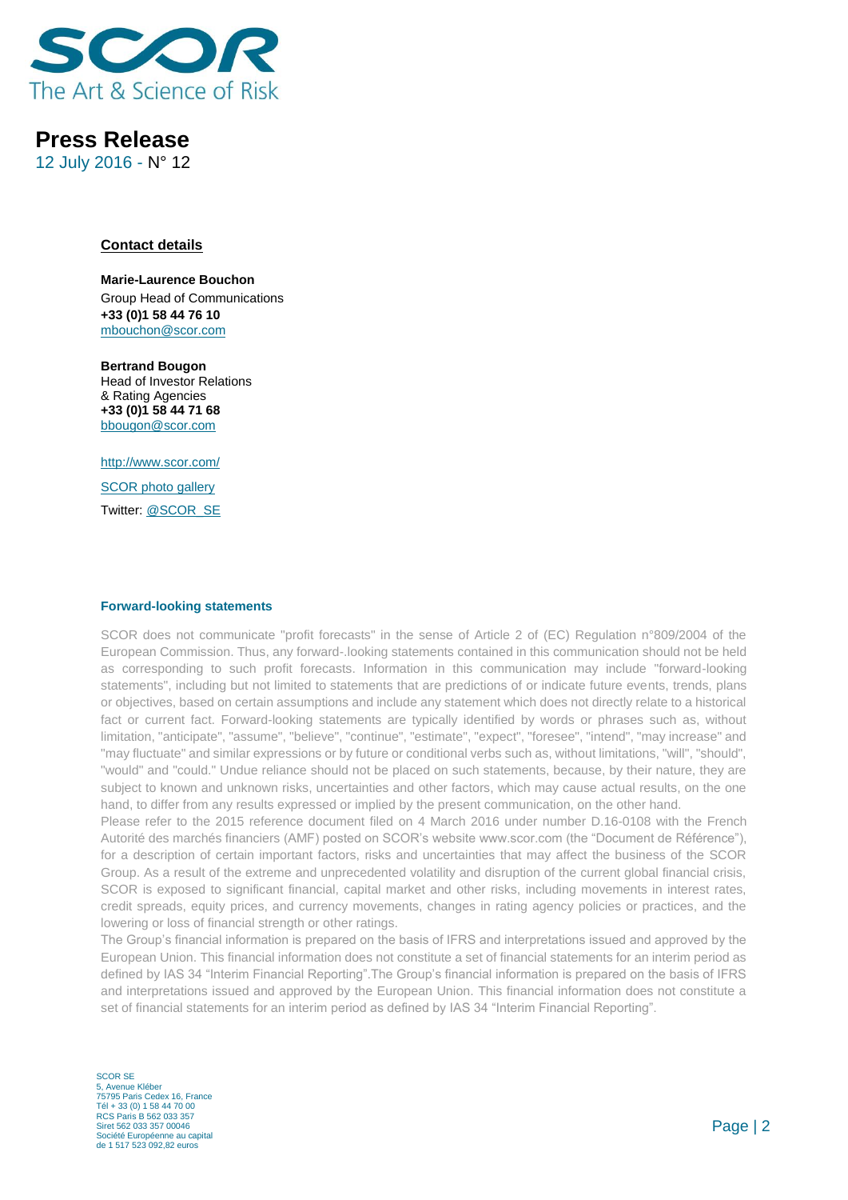SCOR

The Art & Science of Risk

**Press Release**

12 July 2016 - N° 12

**Contact details**

**Marie-Laurence Bouchon**
Group Head of Communications
**+33 (0)1 58 44 76 10**
mbouchon@scor.com

**Bertrand Bougon**
Head of Investor Relations
& Rating Agencies
**+33 (0)1 58 44 71 68**
bbougon@scor.com

http://www.scor.com/

SCOR photo gallery

Twitter: @SCOR_SE

**Forward-looking statements**

SCOR does not communicate "profit forecasts" in the sense of Article 2 of (EC) Regulation n°809/2004 of the European Commission. Thus, any forward-.looking statements contained in this communication should not be held as corresponding to such profit forecasts. Information in this communication may include "forward-looking statements", including but not limited to statements that are predictions of or indicate future events, trends, plans or objectives, based on certain assumptions and include any statement which does not directly relate to a historical fact or current fact. Forward-looking statements are typically identified by words or phrases such as, without limitation, "anticipate", "assume", "believe", "continue", "estimate", "expect", "foresee", "intend", "may increase" and "may fluctuate" and similar expressions or by future or conditional verbs such as, without limitations, "will", "should", "would" and "could." Undue reliance should not be placed on such statements, because, by their nature, they are subject to known and unknown risks, uncertainties and other factors, which may cause actual results, on the one hand, to differ from any results expressed or implied by the present communication, on the other hand.

Please refer to the 2015 reference document filed on 4 March 2016 under number D.16-0108 with the French Autorité des marchés financiers (AMF) posted on SCOR's website www.scor.com (the "Document de Référence"), for a description of certain important factors, risks and uncertainties that may affect the business of the SCOR Group. As a result of the extreme and unprecedented volatility and disruption of the current global financial crisis, SCOR is exposed to significant financial, capital market and other risks, including movements in interest rates, credit spreads, equity prices, and currency movements, changes in rating agency policies or practices, and the lowering or loss of financial strength or other ratings.

The Group's financial information is prepared on the basis of IFRS and interpretations issued and approved by the European Union. This financial information does not constitute a set of financial statements for an interim period as defined by IAS 34 "Interim Financial Reporting".The Group's financial information is prepared on the basis of IFRS and interpretations issued and approved by the European Union. This financial information does not constitute a set of financial statements for an interim period as defined by IAS 34 "Interim Financial Reporting".

SCOR SE
5, Avenue Kléber
75795 Paris Cedex 16, France
Tél + 33 (0) 1 58 44 70 00
RCS Paris B 562 033 357
Siret 562 033 357 00046
Société Européenne au capital
de 1 517 523 092,82 euros